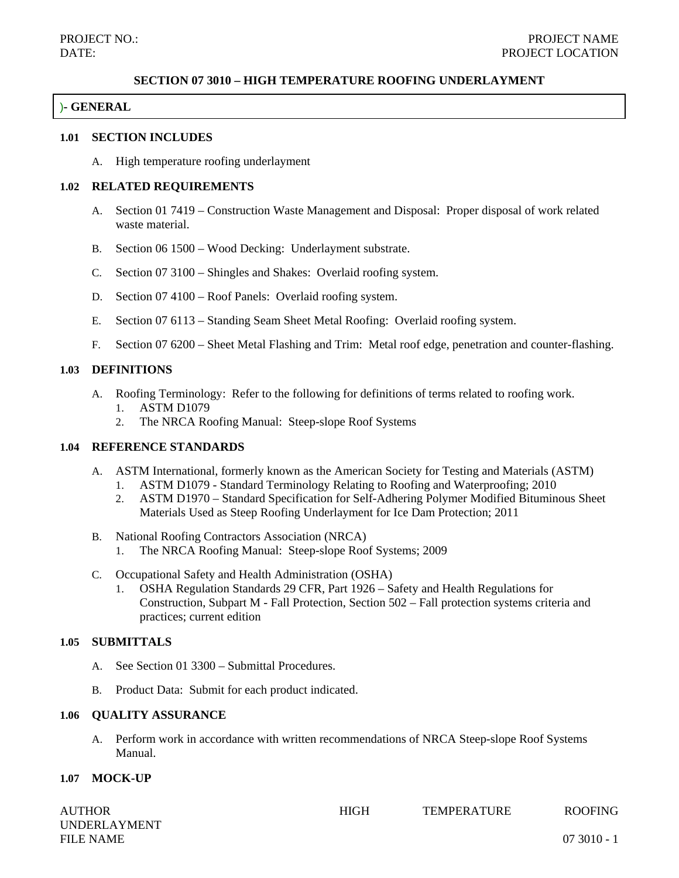# SECTION 07 3010 – HIGH TEMPERATURE ROOFING UNDERLAYMENT

## )- GENERAL

### 1.01 SECTION INCLUDES

A. High temperature roofing underlayment

### 1.02 RELATED REQUIREMENTS

A. Section 01 7419 – Construction Waste Management and Disposal: Proper disposal of work related waste material.

B. Section 06 1500 – Wood Decking: Underlayment substrate.

C. Section 07 3100 – Shingles and Shakes: Overlaid roofing system.

D. Section 07 4100 – Roof Panels: Overlaid roofing system.

E. Section 07 6113 – Standing Seam Sheet Metal Roofing: Overlaid roofing system.

F. Section 07 6200 – Sheet Metal Flashing and Trim: Metal roof edge, penetration and counter-flashing.

### 1.03 DEFINITIONS

A. Roofing Terminology: Refer to the following for definitions of terms related to roofing work.
   1. ASTM D1079
   2. The NRCA Roofing Manual: Steep-slope Roof Systems

### 1.04 REFERENCE STANDARDS

A. ASTM International, formerly known as the American Society for Testing and Materials (ASTM)
   1. ASTM D1079 - Standard Terminology Relating to Roofing and Waterproofing; 2010
   2. ASTM D1970 – Standard Specification for Self-Adhering Polymer Modified Bituminous Sheet Materials Used as Steep Roofing Underlayment for Ice Dam Protection; 2011

B. National Roofing Contractors Association (NRCA)
   1. The NRCA Roofing Manual: Steep-slope Roof Systems; 2009

C. Occupational Safety and Health Administration (OSHA)
   1. OSHA Regulation Standards 29 CFR, Part 1926 – Safety and Health Regulations for Construction, Subpart M - Fall Protection, Section 502 – Fall protection systems criteria and practices; current edition

### 1.05 SUBMITTALS

A. See Section 01 3300 – Submittal Procedures.

B. Product Data: Submit for each product indicated.

### 1.06 QUALITY ASSURANCE

A. Perform work in accordance with written recommendations of NRCA Steep-slope Roof Systems Manual.

### 1.07 MOCK-UP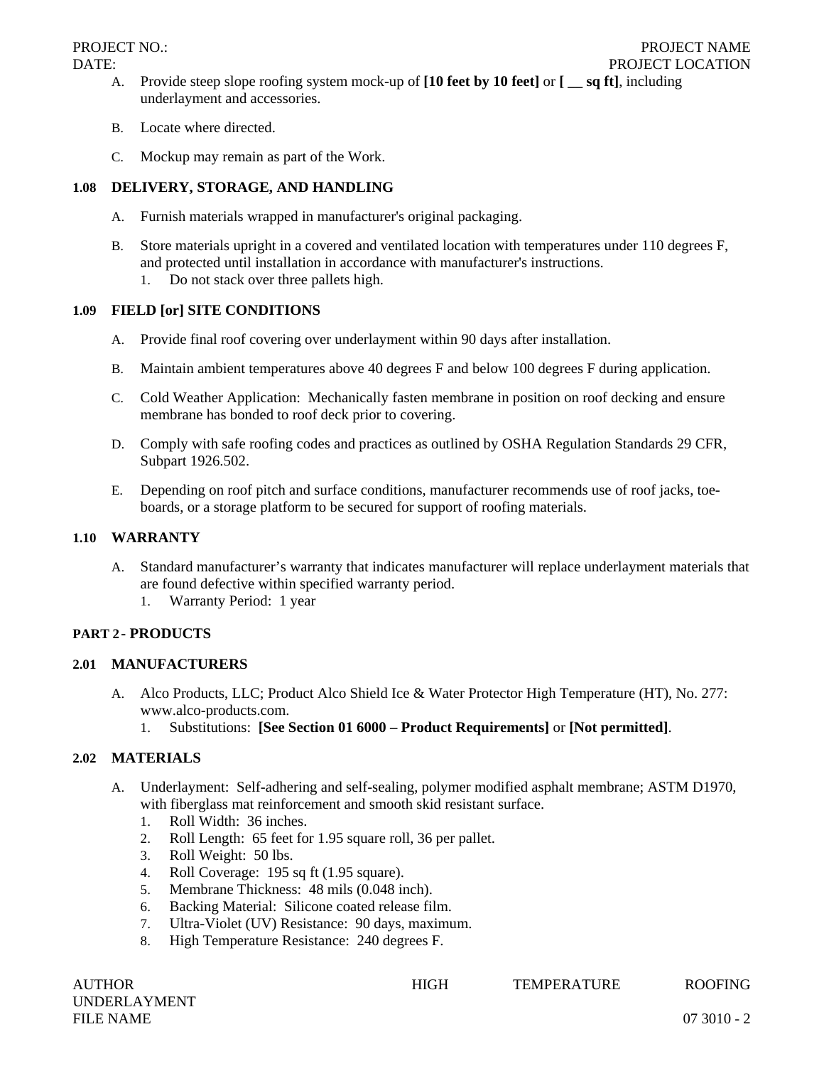A. Provide steep slope roofing system mock-up of **[10 feet by 10 feet]** or **[ __ sq ft]**, including underlayment and accessories.

B. Locate where directed.

C. Mockup may remain as part of the Work.

### 1.08 DELIVERY, STORAGE, AND HANDLING

A. Furnish materials wrapped in manufacturer's original packaging.

B. Store materials upright in a covered and ventilated location with temperatures under 110 degrees F, and protected until installation in accordance with manufacturer's instructions.
   1. Do not stack over three pallets high.

### 1.09 FIELD [or] SITE CONDITIONS

A. Provide final roof covering over underlayment within 90 days after installation.

B. Maintain ambient temperatures above 40 degrees F and below 100 degrees F during application.

C. Cold Weather Application: Mechanically fasten membrane in position on roof decking and ensure membrane has bonded to roof deck prior to covering.

D. Comply with safe roofing codes and practices as outlined by OSHA Regulation Standards 29 CFR, Subpart 1926.502.

E. Depending on roof pitch and surface conditions, manufacturer recommends use of roof jacks, toe-boards, or a storage platform to be secured for support of roofing materials.

### 1.10 WARRANTY

A. Standard manufacturer's warranty that indicates manufacturer will replace underlayment materials that are found defective within specified warranty period.
   1. Warranty Period: 1 year

## PART 2 - PRODUCTS

### 2.01 MANUFACTURERS

A. Alco Products, LLC; Product Alco Shield Ice & Water Protector High Temperature (HT), No. 277: www.alco-products.com.
   1. Substitutions: **[See Section 01 6000 – Product Requirements]** or **[Not permitted]**.

### 2.02 MATERIALS

A. Underlayment: Self-adhering and self-sealing, polymer modified asphalt membrane; ASTM D1970, with fiberglass mat reinforcement and smooth skid resistant surface.
   1. Roll Width: 36 inches.
   2. Roll Length: 65 feet for 1.95 square roll, 36 per pallet.
   3. Roll Weight: 50 lbs.
   4. Roll Coverage: 195 sq ft (1.95 square).
   5. Membrane Thickness: 48 mils (0.048 inch).
   6. Backing Material: Silicone coated release film.
   7. Ultra-Violet (UV) Resistance: 90 days, maximum.
   8. High Temperature Resistance: 240 degrees F.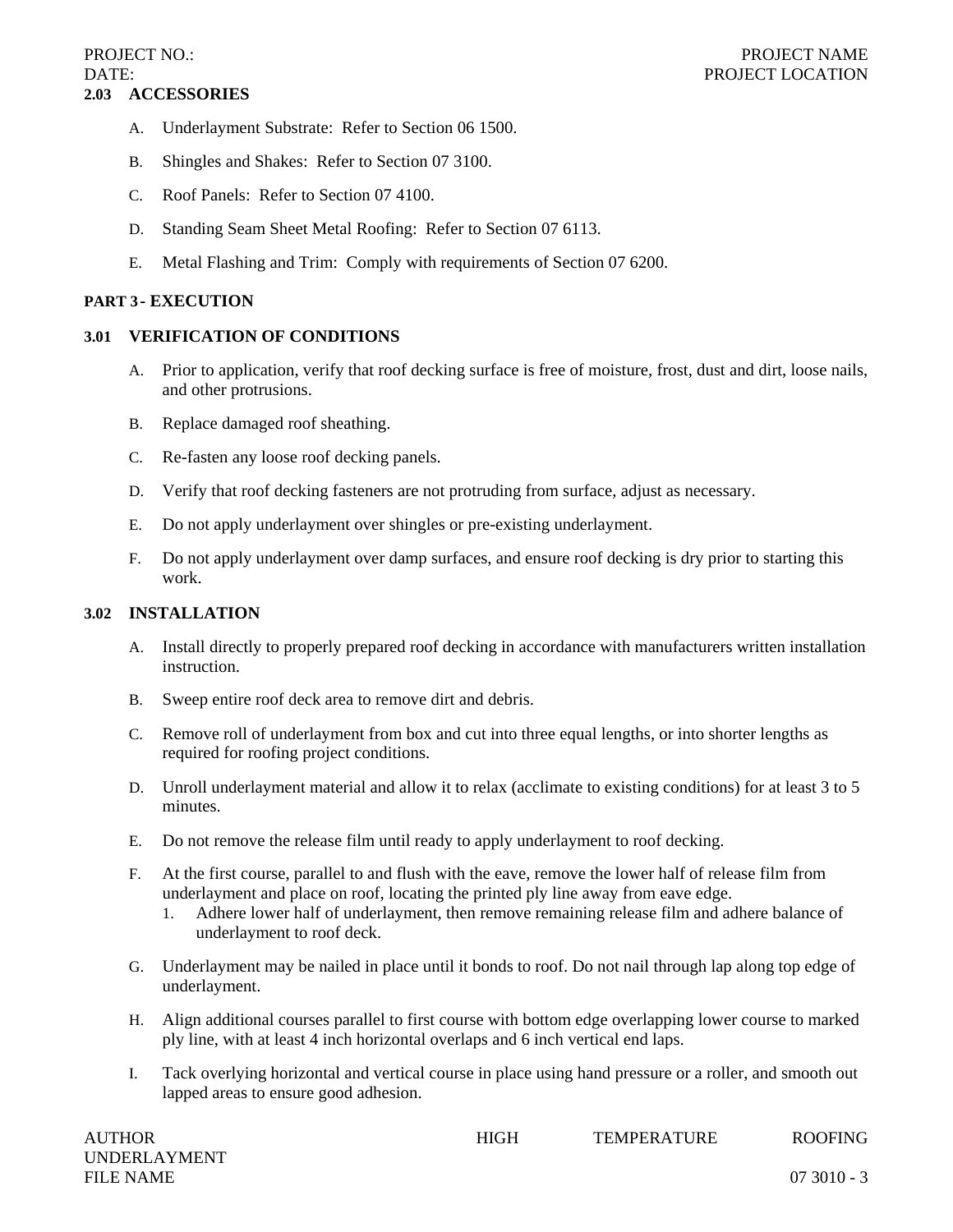### 2.03 ACCESSORIES

A. Underlayment Substrate: Refer to Section 06 1500.

B. Shingles and Shakes: Refer to Section 07 3100.

C. Roof Panels: Refer to Section 07 4100.

D. Standing Seam Sheet Metal Roofing: Refer to Section 07 6113.

E. Metal Flashing and Trim: Comply with requirements of Section 07 6200.

## PART 3 - EXECUTION

### 3.01 VERIFICATION OF CONDITIONS

A. Prior to application, verify that roof decking surface is free of moisture, frost, dust and dirt, loose nails, and other protrusions.

B. Replace damaged roof sheathing.

C. Re-fasten any loose roof decking panels.

D. Verify that roof decking fasteners are not protruding from surface, adjust as necessary.

E. Do not apply underlayment over shingles or pre-existing underlayment.

F. Do not apply underlayment over damp surfaces, and ensure roof decking is dry prior to starting this work.

### 3.02 INSTALLATION

A. Install directly to properly prepared roof decking in accordance with manufacturers written installation instruction.

B. Sweep entire roof deck area to remove dirt and debris.

C. Remove roll of underlayment from box and cut into three equal lengths, or into shorter lengths as required for roofing project conditions.

D. Unroll underlayment material and allow it to relax (acclimate to existing conditions) for at least 3 to 5 minutes.

E. Do not remove the release film until ready to apply underlayment to roof decking.

F. At the first course, parallel to and flush with the eave, remove the lower half of release film from underlayment and place on roof, locating the printed ply line away from eave edge.
   1. Adhere lower half of underlayment, then remove remaining release film and adhere balance of underlayment to roof deck.

G. Underlayment may be nailed in place until it bonds to roof. Do not nail through lap along top edge of underlayment.

H. Align additional courses parallel to first course with bottom edge overlapping lower course to marked ply line, with at least 4 inch horizontal overlaps and 6 inch vertical end laps.

I. Tack overlying horizontal and vertical course in place using hand pressure or a roller, and smooth out lapped areas to ensure good adhesion.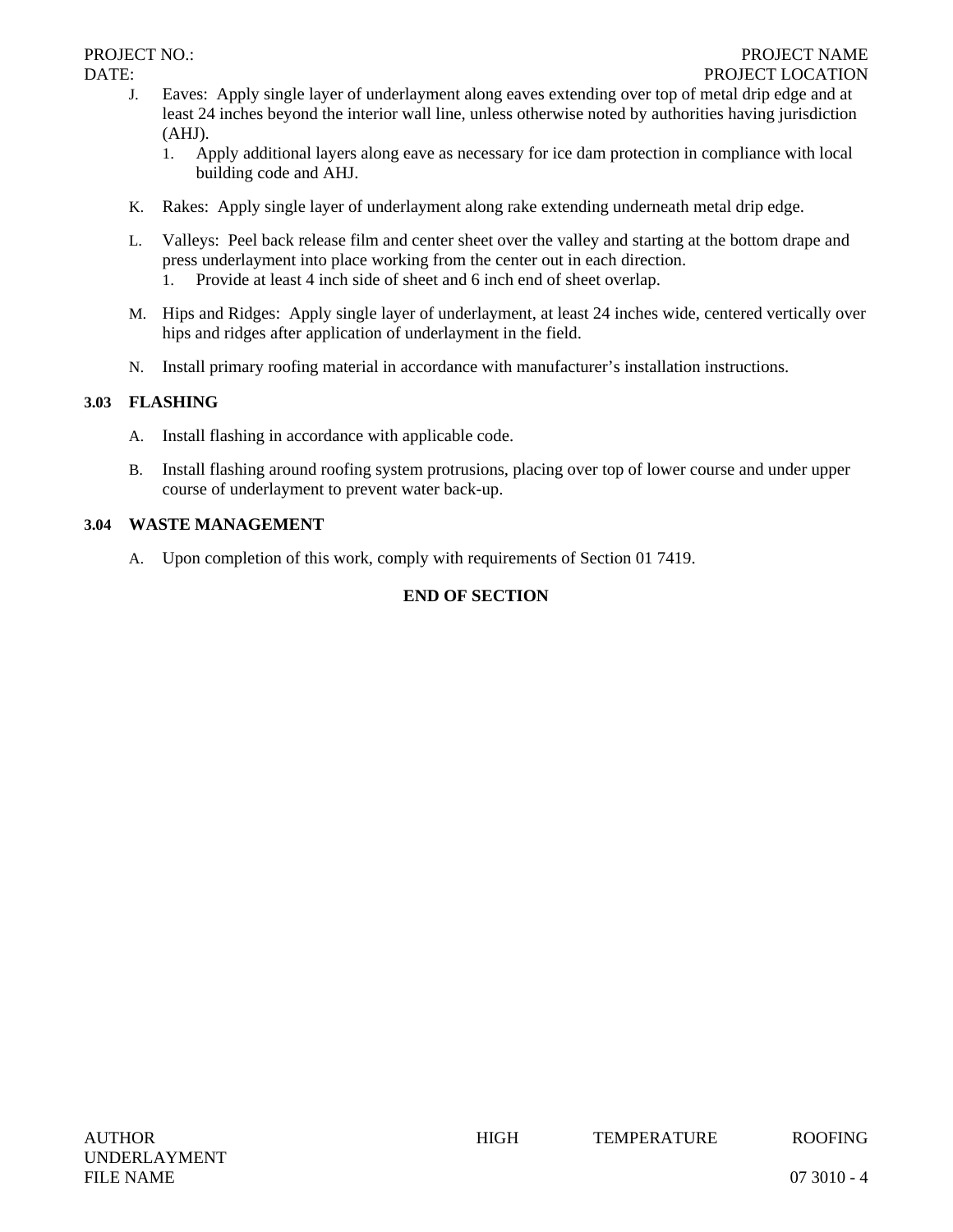J. Eaves: Apply single layer of underlayment along eaves extending over top of metal drip edge and at least 24 inches beyond the interior wall line, unless otherwise noted by authorities having jurisdiction (AHJ).
   1. Apply additional layers along eave as necessary for ice dam protection in compliance with local building code and AHJ.

K. Rakes: Apply single layer of underlayment along rake extending underneath metal drip edge.

L. Valleys: Peel back release film and center sheet over the valley and starting at the bottom drape and press underlayment into place working from the center out in each direction.
   1. Provide at least 4 inch side of sheet and 6 inch end of sheet overlap.

M. Hips and Ridges: Apply single layer of underlayment, at least 24 inches wide, centered vertically over hips and ridges after application of underlayment in the field.

N. Install primary roofing material in accordance with manufacturer's installation instructions.

### 3.03 FLASHING

A. Install flashing in accordance with applicable code.

B. Install flashing around roofing system protrusions, placing over top of lower course and under upper course of underlayment to prevent water back-up.

### 3.04 WASTE MANAGEMENT

A. Upon completion of this work, comply with requirements of Section 01 7419.

**END OF SECTION**